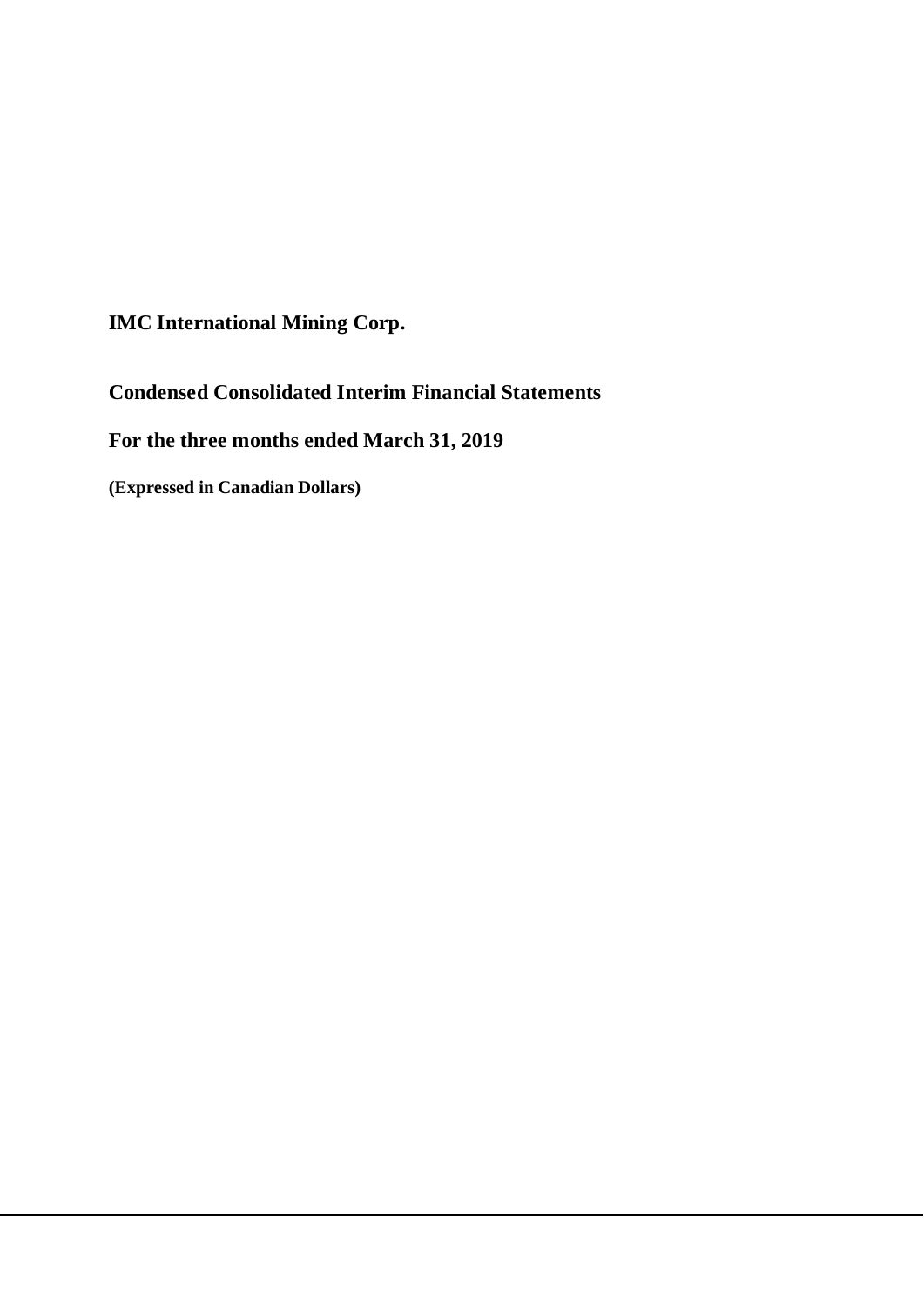# IMC International Mining Corp.

## Condensed Consolidated Interim Financial Statements

## For the three months ended March 31, 2019

**(Expressed in Canadian Dollars)**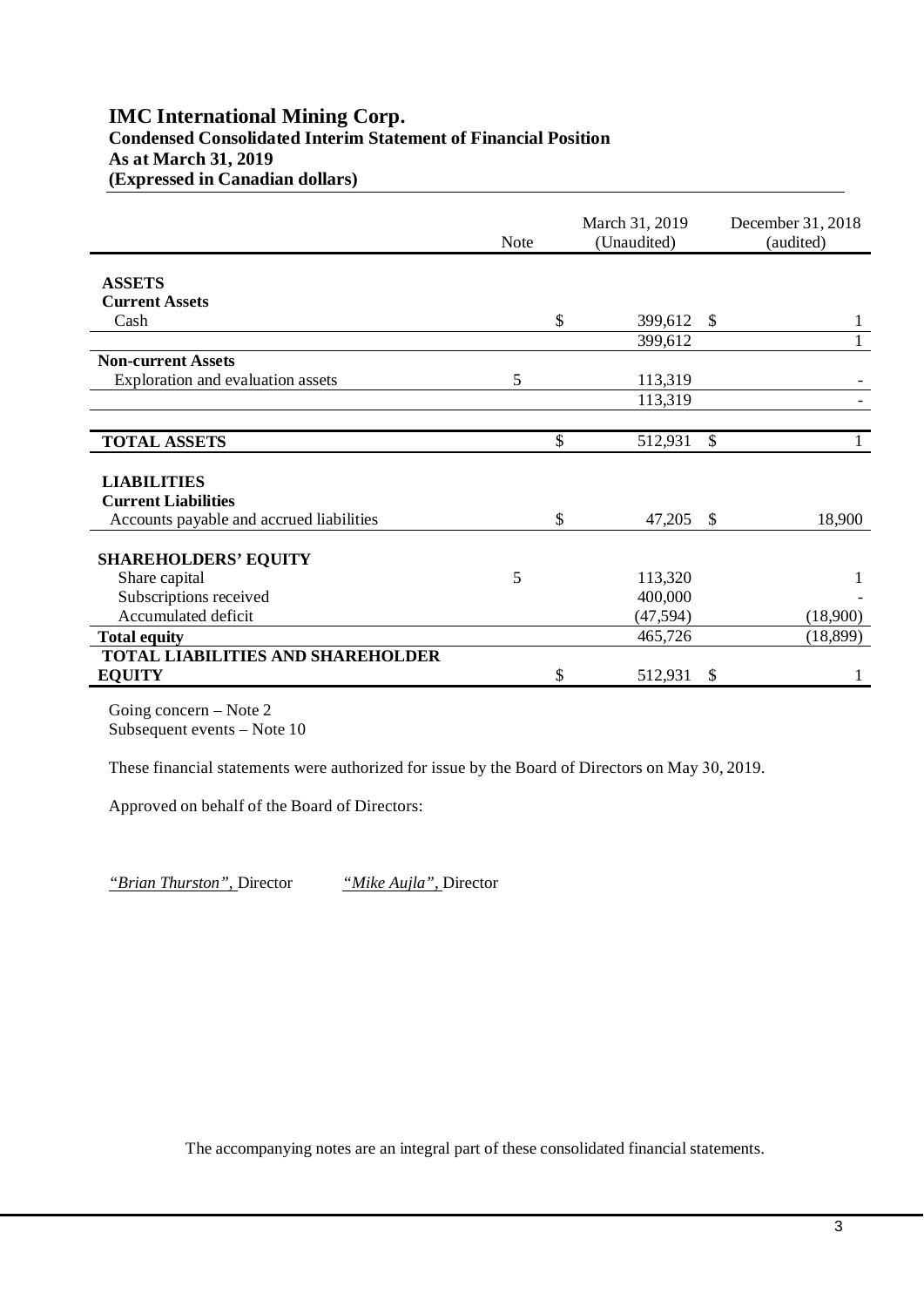# IMC International Mining Corp.

**Condensed Consolidated Interim Statement of Financial Position**
**As at March 31, 2019**
**(Expressed in Canadian dollars)**

| | Note | March 31, 2019 (Unaudited) | December 31, 2018 (audited) |
|---|---|---|---|
| **ASSETS** | | | |
| **Current Assets** | | | |
| Cash | | $ 399,612 | $ 1 |
| | | 399,612 | 1 |
| **Non-current Assets** | | | |
| Exploration and evaluation assets | 5 | 113,319 | - |
| | | 113,319 | - |
| **TOTAL ASSETS** | | $ 512,931 | $ 1 |
| **LIABILITIES** | | | |
| **Current Liabilities** | | | |
| Accounts payable and accrued liabilities | | $ 47,205 | $ 18,900 |
| **SHAREHOLDERS' EQUITY** | | | |
| Share capital | 5 | 113,320 | 1 |
| Subscriptions received | | 400,000 | - |
| Accumulated deficit | | (47,594) | (18,900) |
| **Total equity** | | 465,726 | (18,899) |
| **TOTAL LIABILITIES AND SHAREHOLDER EQUITY** | | $ 512,931 | $ 1 |

Going concern – Note 2
Subsequent events – Note 10

These financial statements were authorized for issue by the Board of Directors on May 30, 2019.

Approved on behalf of the Board of Directors:

*"Brian Thurston",* Director *"Mike Aujla",* Director

The accompanying notes are an integral part of these consolidated financial statements.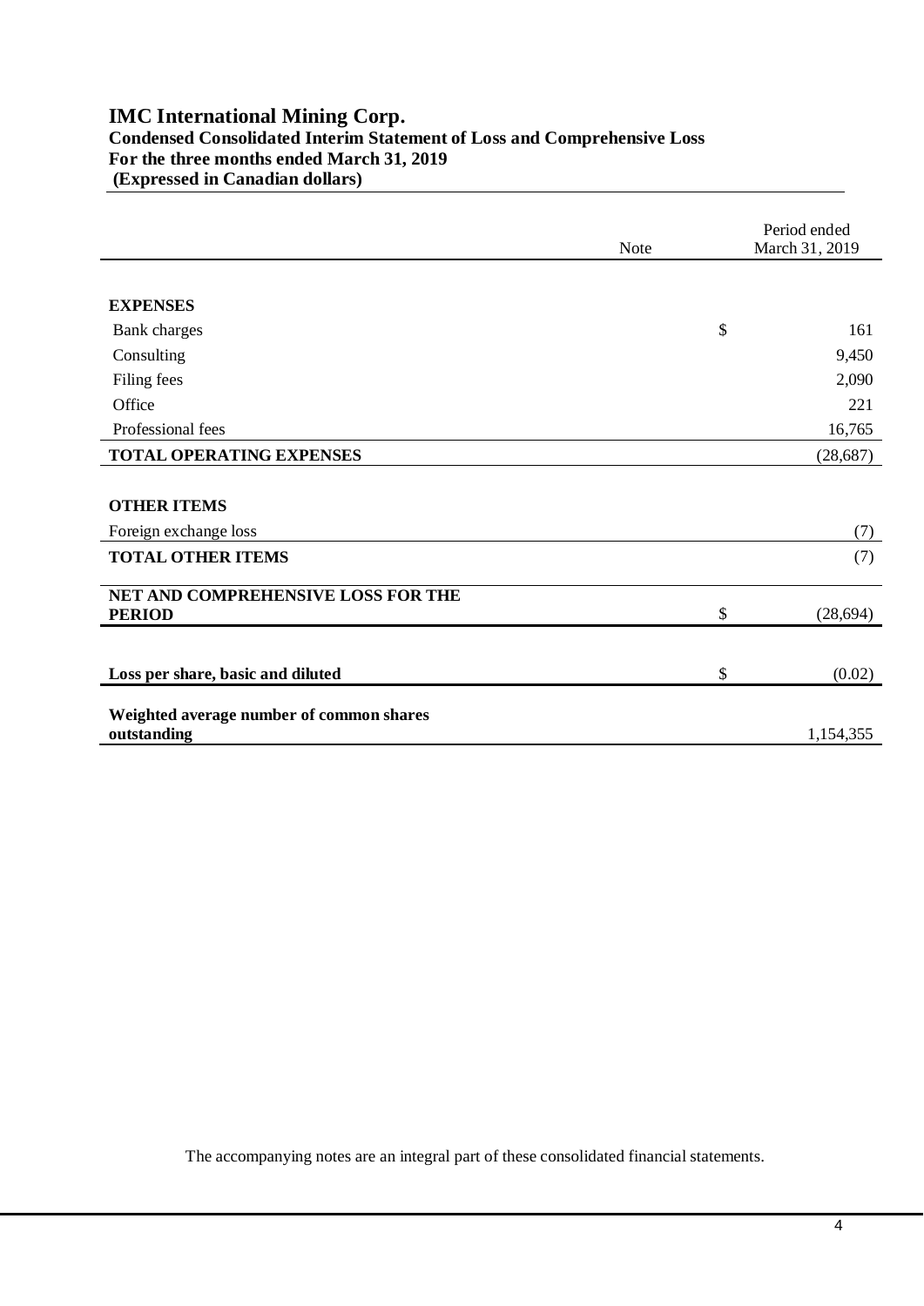# IMC International Mining Corp.

**Condensed Consolidated Interim Statement of Loss and Comprehensive Loss**
**For the three months ended March 31, 2019**
**(Expressed in Canadian dollars)**

| | Note | | Period ended March 31, 2019 |
|---|---|---|---|
| **EXPENSES** | | | |
| Bank charges | | $ | 161 |
| Consulting | | | 9,450 |
| Filing fees | | | 2,090 |
| Office | | | 221 |
| Professional fees | | | 16,765 |
| **TOTAL OPERATING EXPENSES** | | | (28,687) |
| **OTHER ITEMS** | | | |
| Foreign exchange loss | | | (7) |
| **TOTAL OTHER ITEMS** | | | (7) |
| **NET AND COMPREHENSIVE LOSS FOR THE PERIOD** | | $ | (28,694) |
| **Loss per share, basic and diluted** | | $ | (0.02) |
| **Weighted average number of common shares outstanding** | | | 1,154,355 |

The accompanying notes are an integral part of these consolidated financial statements.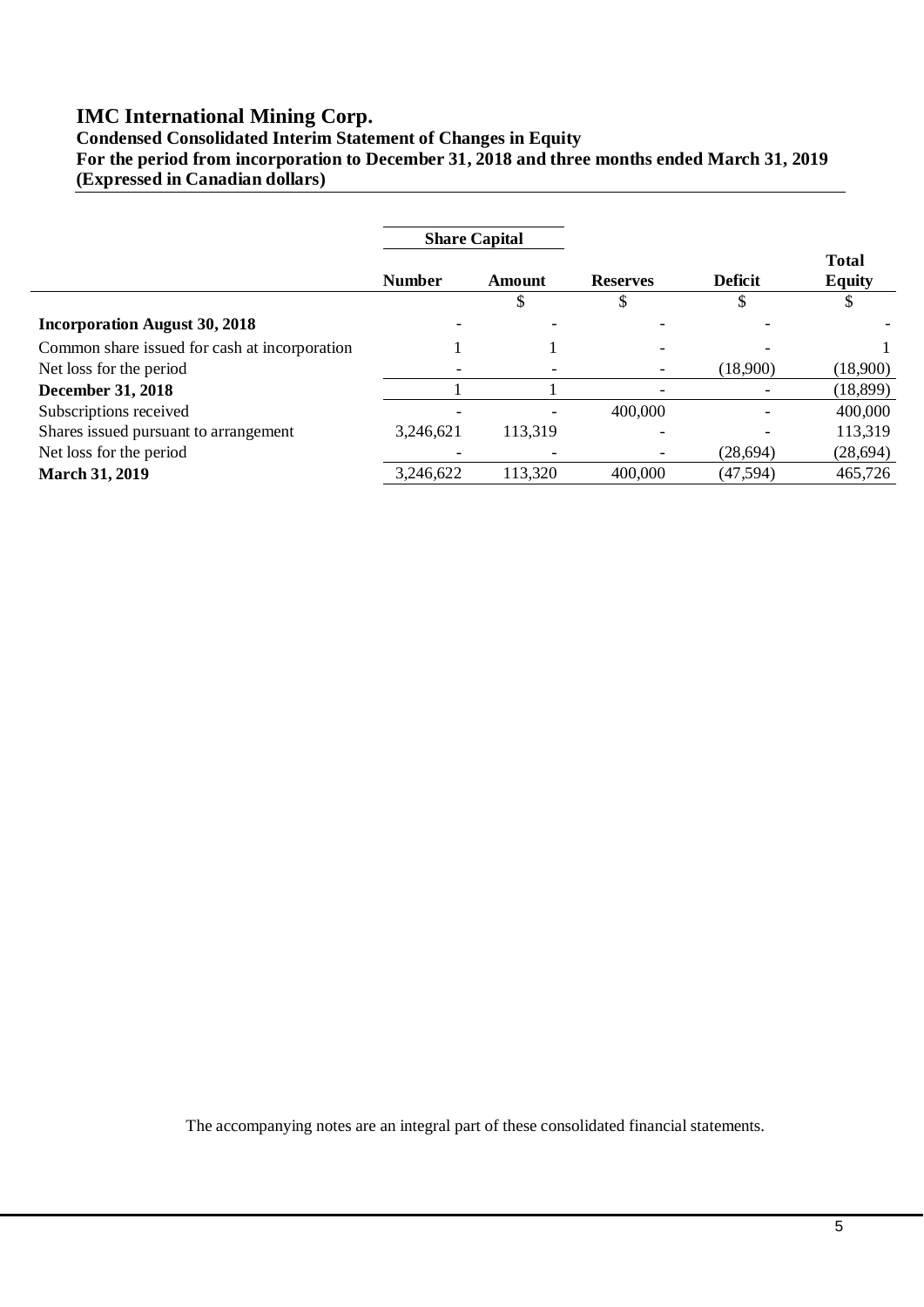# IMC International Mining Corp.

**Condensed Consolidated Interim Statement of Changes in Equity**
**For the period from incorporation to December 31, 2018 and three months ended March 31, 2019**
**(Expressed in Canadian dollars)**

| | Share Capital | | | | |
|---|---|---|---|---|---|
| | **Number** | **Amount** | **Reserves** | **Deficit** | **Total Equity** |
| | | $ | $ | $ | $ |
| **Incorporation August 30, 2018** | - | - | - | - | - |
| Common share issued for cash at incorporation | 1 | 1 | - | - | 1 |
| Net loss for the period | - | - | - | (18,900) | (18,900) |
| **December 31, 2018** | 1 | 1 | - | - | (18,899) |
| Subscriptions received | - | - | 400,000 | - | 400,000 |
| Shares issued pursuant to arrangement | 3,246,621 | 113,319 | - | - | 113,319 |
| Net loss for the period | - | - | - | (28,694) | (28,694) |
| **March 31, 2019** | 3,246,622 | 113,320 | 400,000 | (47,594) | 465,726 |

The accompanying notes are an integral part of these consolidated financial statements.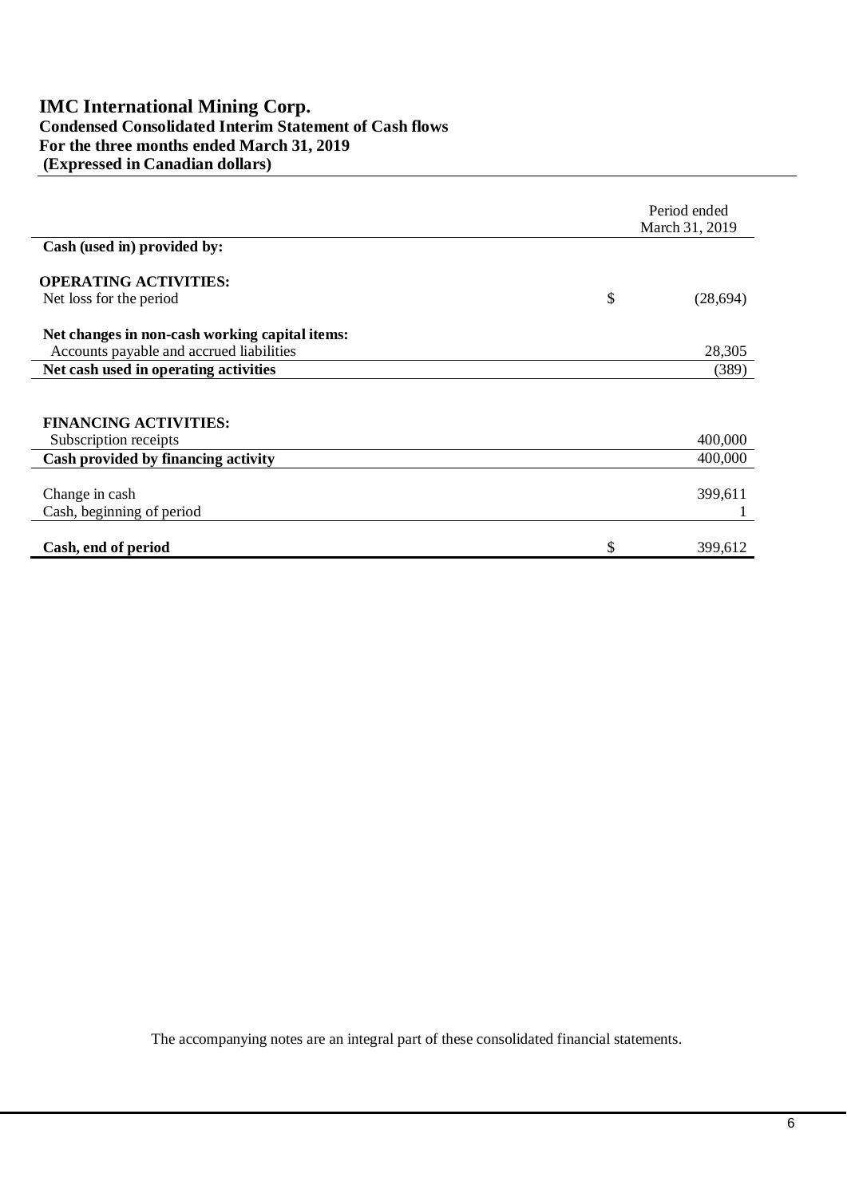# IMC International Mining Corp.

**Condensed Consolidated Interim Statement of Cash flows**
**For the three months ended March 31, 2019**
**(Expressed in Canadian dollars)**

| | | Period ended March 31, 2019 |
|---|---|---|
| **Cash (used in) provided by:** | | |
| **OPERATING ACTIVITIES:** | | |
| Net loss for the period | $ | (28,694) |
| **Net changes in non-cash working capital items:** | | |
| Accounts payable and accrued liabilities | | 28,305 |
| **Net cash used in operating activities** | | (389) |
| **FINANCING ACTIVITIES:** | | |
| Subscription receipts | | 400,000 |
| **Cash provided by financing activity** | | 400,000 |
| Change in cash | | 399,611 |
| Cash, beginning of period | | 1 |
| **Cash, end of period** | $ | 399,612 |

The accompanying notes are an integral part of these consolidated financial statements.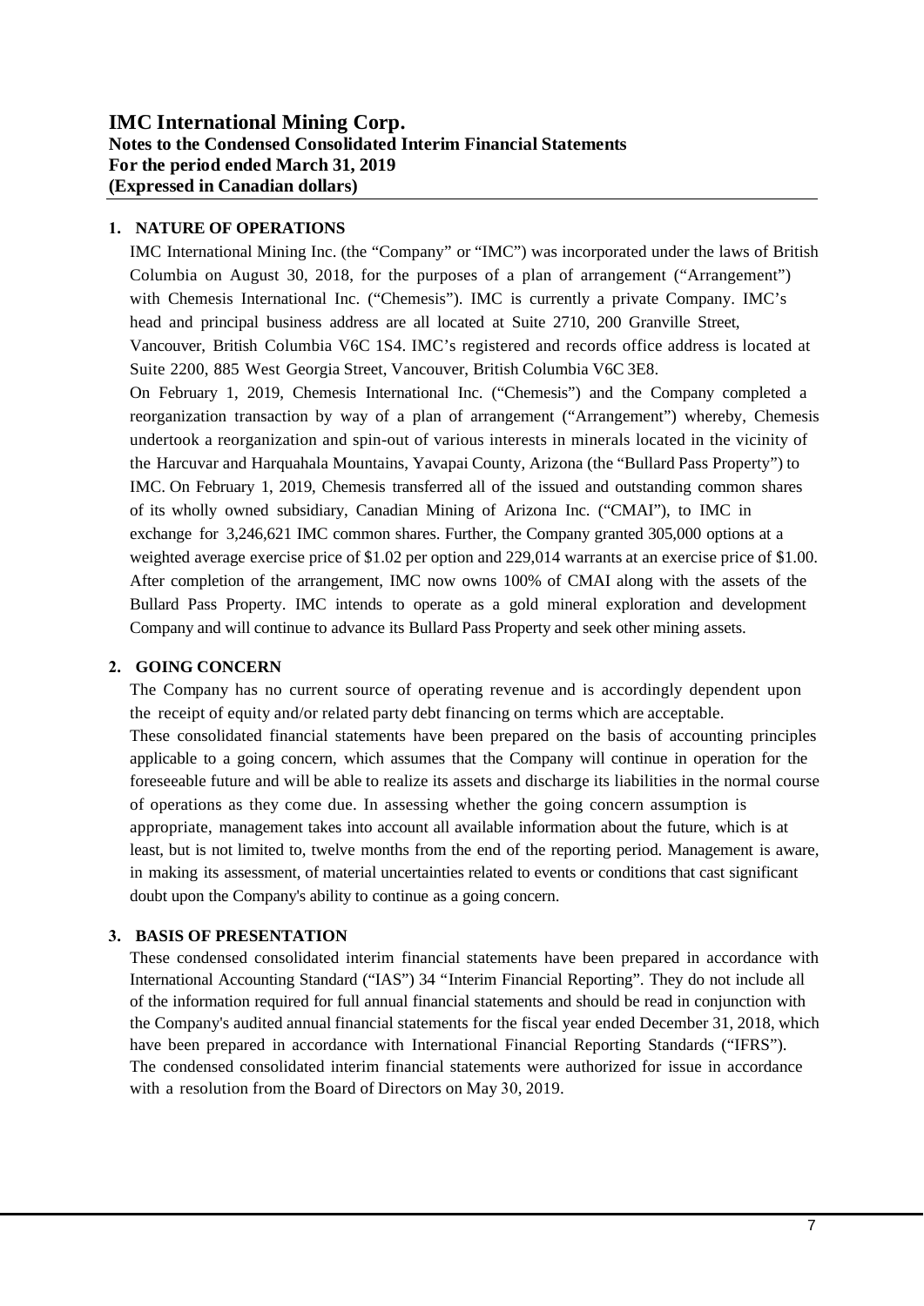# IMC International Mining Corp.
**Notes to the Condensed Consolidated Interim Financial Statements**
**For the period ended March 31, 2019**
**(Expressed in Canadian dollars)**

## 1. NATURE OF OPERATIONS

IMC International Mining Inc. (the "Company" or "IMC") was incorporated under the laws of British Columbia on August 30, 2018, for the purposes of a plan of arrangement ("Arrangement") with Chemesis International Inc. ("Chemesis"). IMC is currently a private Company. IMC's head and principal business address are all located at Suite 2710, 200 Granville Street, Vancouver, British Columbia V6C 1S4. IMC's registered and records office address is located at Suite 2200, 885 West Georgia Street, Vancouver, British Columbia V6C 3E8.

On February 1, 2019, Chemesis International Inc. ("Chemesis") and the Company completed a reorganization transaction by way of a plan of arrangement ("Arrangement") whereby, Chemesis undertook a reorganization and spin-out of various interests in minerals located in the vicinity of the Harcuvar and Harquahala Mountains, Yavapai County, Arizona (the "Bullard Pass Property") to IMC. On February 1, 2019, Chemesis transferred all of the issued and outstanding common shares of its wholly owned subsidiary, Canadian Mining of Arizona Inc. ("CMAI"), to IMC in exchange for 3,246,621 IMC common shares. Further, the Company granted 305,000 options at a weighted average exercise price of $1.02 per option and 229,014 warrants at an exercise price of $1.00. After completion of the arrangement, IMC now owns 100% of CMAI along with the assets of the Bullard Pass Property. IMC intends to operate as a gold mineral exploration and development Company and will continue to advance its Bullard Pass Property and seek other mining assets.

## 2. GOING CONCERN

The Company has no current source of operating revenue and is accordingly dependent upon the receipt of equity and/or related party debt financing on terms which are acceptable.

These consolidated financial statements have been prepared on the basis of accounting principles applicable to a going concern, which assumes that the Company will continue in operation for the foreseeable future and will be able to realize its assets and discharge its liabilities in the normal course of operations as they come due. In assessing whether the going concern assumption is appropriate, management takes into account all available information about the future, which is at least, but is not limited to, twelve months from the end of the reporting period. Management is aware, in making its assessment, of material uncertainties related to events or conditions that cast significant doubt upon the Company's ability to continue as a going concern.

## 3. BASIS OF PRESENTATION

These condensed consolidated interim financial statements have been prepared in accordance with International Accounting Standard ("IAS") 34 "Interim Financial Reporting". They do not include all of the information required for full annual financial statements and should be read in conjunction with the Company's audited annual financial statements for the fiscal year ended December 31, 2018, which have been prepared in accordance with International Financial Reporting Standards ("IFRS").

The condensed consolidated interim financial statements were authorized for issue in accordance with a resolution from the Board of Directors on May 30, 2019.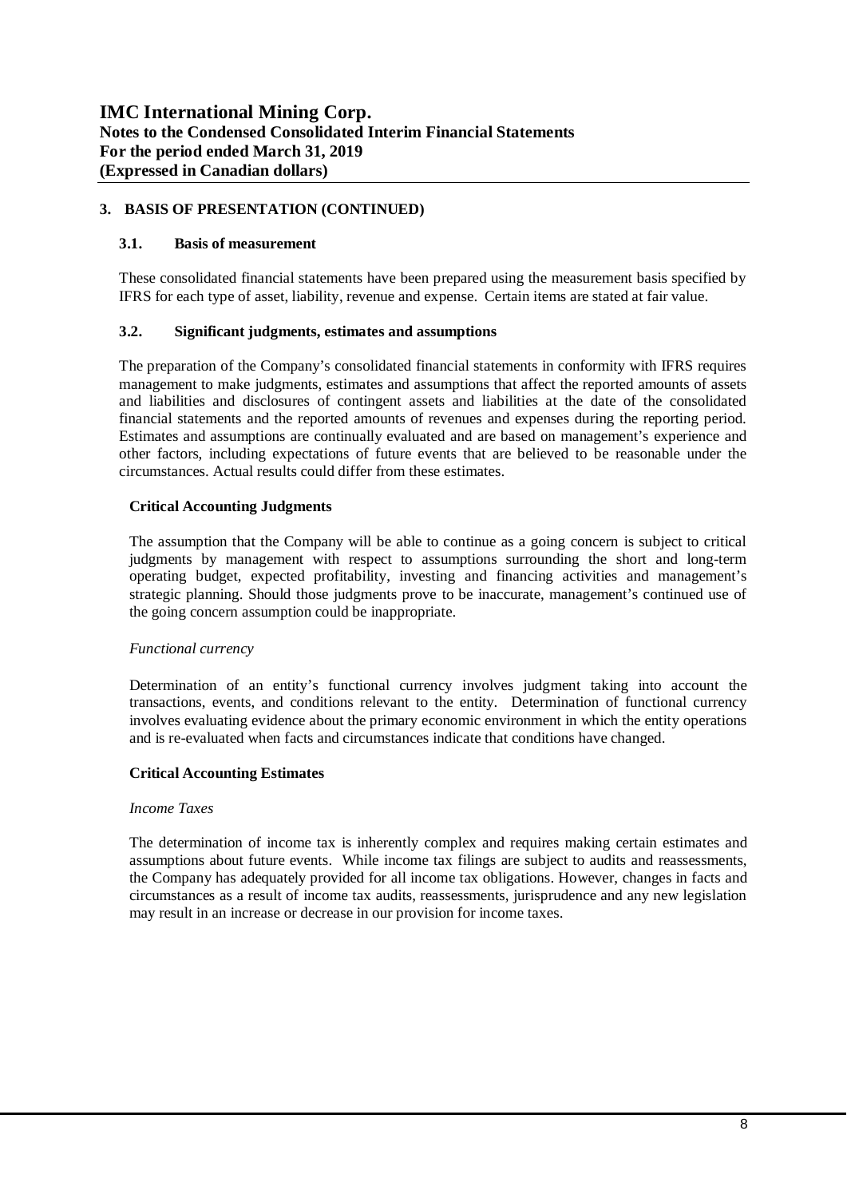## 3. BASIS OF PRESENTATION (CONTINUED)

### 3.1. Basis of measurement

These consolidated financial statements have been prepared using the measurement basis specified by IFRS for each type of asset, liability, revenue and expense. Certain items are stated at fair value.

### 3.2. Significant judgments, estimates and assumptions

The preparation of the Company's consolidated financial statements in conformity with IFRS requires management to make judgments, estimates and assumptions that affect the reported amounts of assets and liabilities and disclosures of contingent assets and liabilities at the date of the consolidated financial statements and the reported amounts of revenues and expenses during the reporting period. Estimates and assumptions are continually evaluated and are based on management's experience and other factors, including expectations of future events that are believed to be reasonable under the circumstances. Actual results could differ from these estimates.

**Critical Accounting Judgments**

The assumption that the Company will be able to continue as a going concern is subject to critical judgments by management with respect to assumptions surrounding the short and long-term operating budget, expected profitability, investing and financing activities and management's strategic planning. Should those judgments prove to be inaccurate, management's continued use of the going concern assumption could be inappropriate.

*Functional currency*

Determination of an entity's functional currency involves judgment taking into account the transactions, events, and conditions relevant to the entity. Determination of functional currency involves evaluating evidence about the primary economic environment in which the entity operations and is re-evaluated when facts and circumstances indicate that conditions have changed.

**Critical Accounting Estimates**

*Income Taxes*

The determination of income tax is inherently complex and requires making certain estimates and assumptions about future events. While income tax filings are subject to audits and reassessments, the Company has adequately provided for all income tax obligations. However, changes in facts and circumstances as a result of income tax audits, reassessments, jurisprudence and any new legislation may result in an increase or decrease in our provision for income taxes.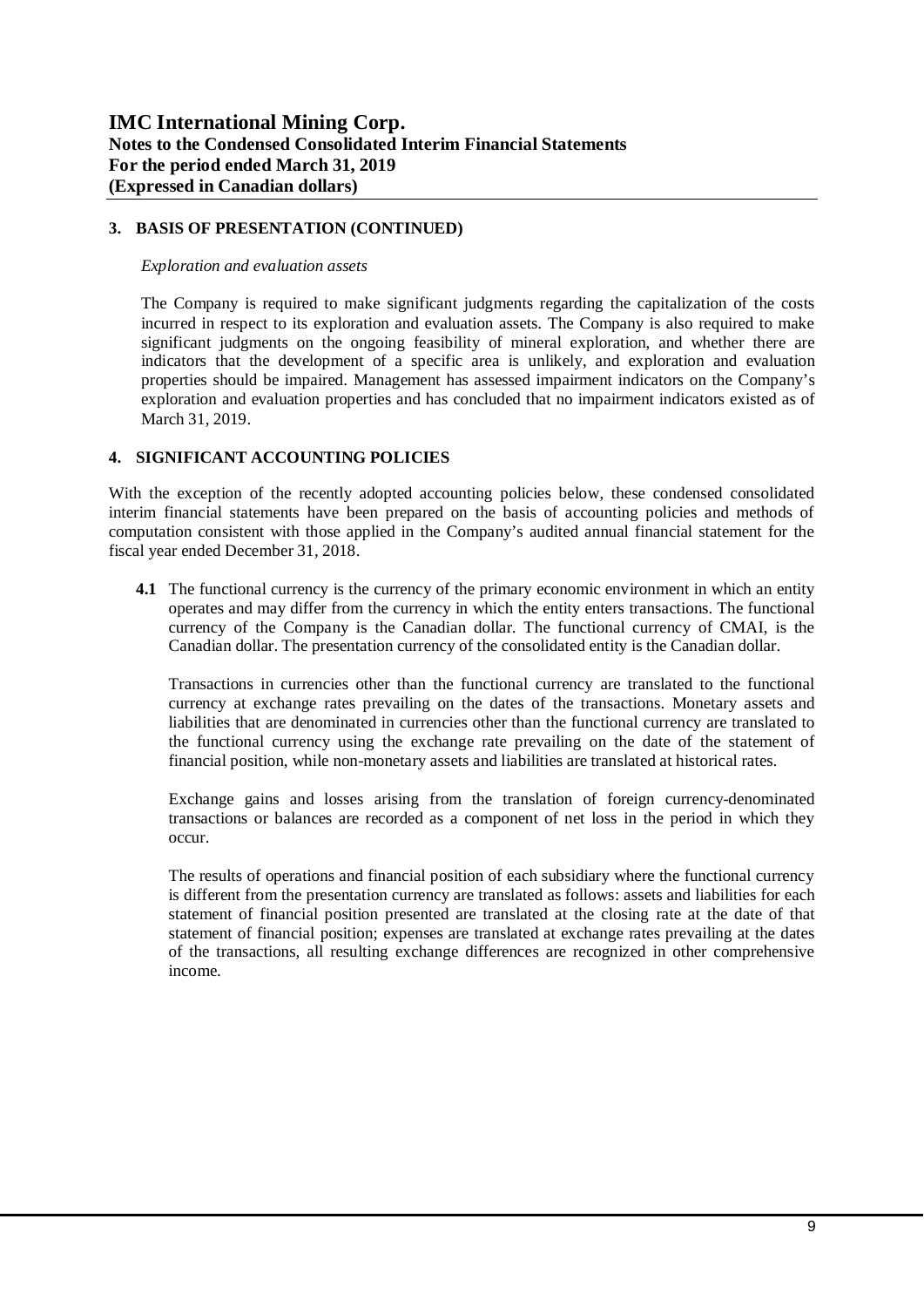## 3. BASIS OF PRESENTATION (CONTINUED)

*Exploration and evaluation assets*

The Company is required to make significant judgments regarding the capitalization of the costs incurred in respect to its exploration and evaluation assets. The Company is also required to make significant judgments on the ongoing feasibility of mineral exploration, and whether there are indicators that the development of a specific area is unlikely, and exploration and evaluation properties should be impaired. Management has assessed impairment indicators on the Company's exploration and evaluation properties and has concluded that no impairment indicators existed as of March 31, 2019.

## 4. SIGNIFICANT ACCOUNTING POLICIES

With the exception of the recently adopted accounting policies below, these condensed consolidated interim financial statements have been prepared on the basis of accounting policies and methods of computation consistent with those applied in the Company's audited annual financial statement for the fiscal year ended December 31, 2018.

**4.1** The functional currency is the currency of the primary economic environment in which an entity operates and may differ from the currency in which the entity enters transactions. The functional currency of the Company is the Canadian dollar. The functional currency of CMAI, is the Canadian dollar. The presentation currency of the consolidated entity is the Canadian dollar.

Transactions in currencies other than the functional currency are translated to the functional currency at exchange rates prevailing on the dates of the transactions. Monetary assets and liabilities that are denominated in currencies other than the functional currency are translated to the functional currency using the exchange rate prevailing on the date of the statement of financial position, while non-monetary assets and liabilities are translated at historical rates.

Exchange gains and losses arising from the translation of foreign currency-denominated transactions or balances are recorded as a component of net loss in the period in which they occur.

The results of operations and financial position of each subsidiary where the functional currency is different from the presentation currency are translated as follows: assets and liabilities for each statement of financial position presented are translated at the closing rate at the date of that statement of financial position; expenses are translated at exchange rates prevailing at the dates of the transactions, all resulting exchange differences are recognized in other comprehensive income.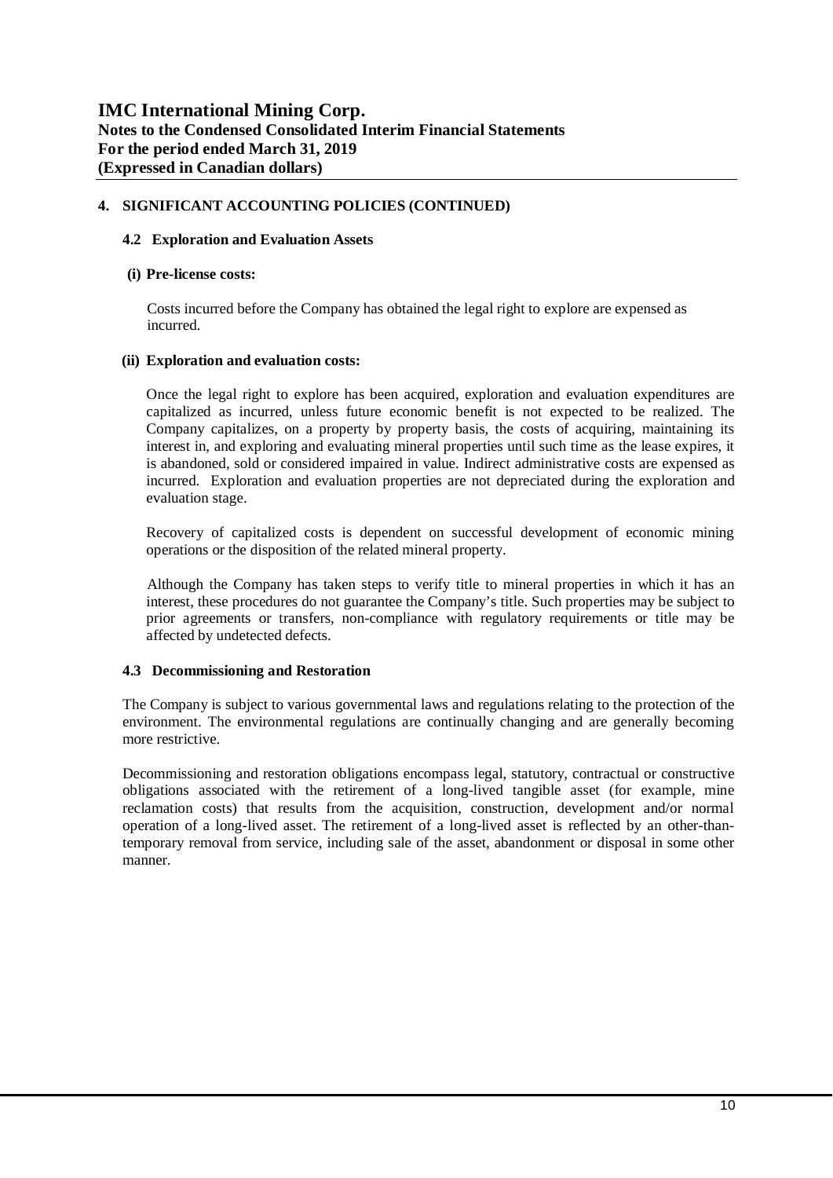## 4. SIGNIFICANT ACCOUNTING POLICIES (CONTINUED)

### 4.2 Exploration and Evaluation Assets

**(i) Pre-license costs:**

Costs incurred before the Company has obtained the legal right to explore are expensed as incurred.

**(ii) Exploration and evaluation costs:**

Once the legal right to explore has been acquired, exploration and evaluation expenditures are capitalized as incurred, unless future economic benefit is not expected to be realized. The Company capitalizes, on a property by property basis, the costs of acquiring, maintaining its interest in, and exploring and evaluating mineral properties until such time as the lease expires, it is abandoned, sold or considered impaired in value. Indirect administrative costs are expensed as incurred. Exploration and evaluation properties are not depreciated during the exploration and evaluation stage.

Recovery of capitalized costs is dependent on successful development of economic mining operations or the disposition of the related mineral property.

Although the Company has taken steps to verify title to mineral properties in which it has an interest, these procedures do not guarantee the Company's title. Such properties may be subject to prior agreements or transfers, non-compliance with regulatory requirements or title may be affected by undetected defects.

### 4.3 Decommissioning and Restoration

The Company is subject to various governmental laws and regulations relating to the protection of the environment. The environmental regulations are continually changing and are generally becoming more restrictive.

Decommissioning and restoration obligations encompass legal, statutory, contractual or constructive obligations associated with the retirement of a long-lived tangible asset (for example, mine reclamation costs) that results from the acquisition, construction, development and/or normal operation of a long-lived asset. The retirement of a long-lived asset is reflected by an other-than-temporary removal from service, including sale of the asset, abandonment or disposal in some other manner.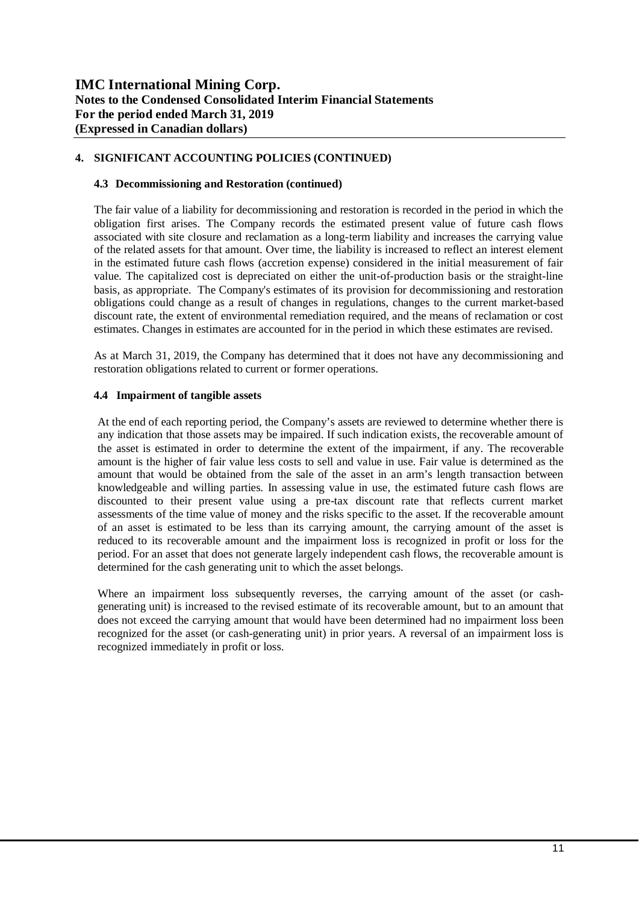## 4. SIGNIFICANT ACCOUNTING POLICIES (CONTINUED)

### 4.3 Decommissioning and Restoration (continued)

The fair value of a liability for decommissioning and restoration is recorded in the period in which the obligation first arises. The Company records the estimated present value of future cash flows associated with site closure and reclamation as a long-term liability and increases the carrying value of the related assets for that amount. Over time, the liability is increased to reflect an interest element in the estimated future cash flows (accretion expense) considered in the initial measurement of fair value. The capitalized cost is depreciated on either the unit-of-production basis or the straight-line basis, as appropriate. The Company's estimates of its provision for decommissioning and restoration obligations could change as a result of changes in regulations, changes to the current market-based discount rate, the extent of environmental remediation required, and the means of reclamation or cost estimates. Changes in estimates are accounted for in the period in which these estimates are revised.

As at March 31, 2019, the Company has determined that it does not have any decommissioning and restoration obligations related to current or former operations.

### 4.4 Impairment of tangible assets

At the end of each reporting period, the Company's assets are reviewed to determine whether there is any indication that those assets may be impaired. If such indication exists, the recoverable amount of the asset is estimated in order to determine the extent of the impairment, if any. The recoverable amount is the higher of fair value less costs to sell and value in use. Fair value is determined as the amount that would be obtained from the sale of the asset in an arm's length transaction between knowledgeable and willing parties. In assessing value in use, the estimated future cash flows are discounted to their present value using a pre-tax discount rate that reflects current market assessments of the time value of money and the risks specific to the asset. If the recoverable amount of an asset is estimated to be less than its carrying amount, the carrying amount of the asset is reduced to its recoverable amount and the impairment loss is recognized in profit or loss for the period. For an asset that does not generate largely independent cash flows, the recoverable amount is determined for the cash generating unit to which the asset belongs.

Where an impairment loss subsequently reverses, the carrying amount of the asset (or cash-generating unit) is increased to the revised estimate of its recoverable amount, but to an amount that does not exceed the carrying amount that would have been determined had no impairment loss been recognized for the asset (or cash-generating unit) in prior years. A reversal of an impairment loss is recognized immediately in profit or loss.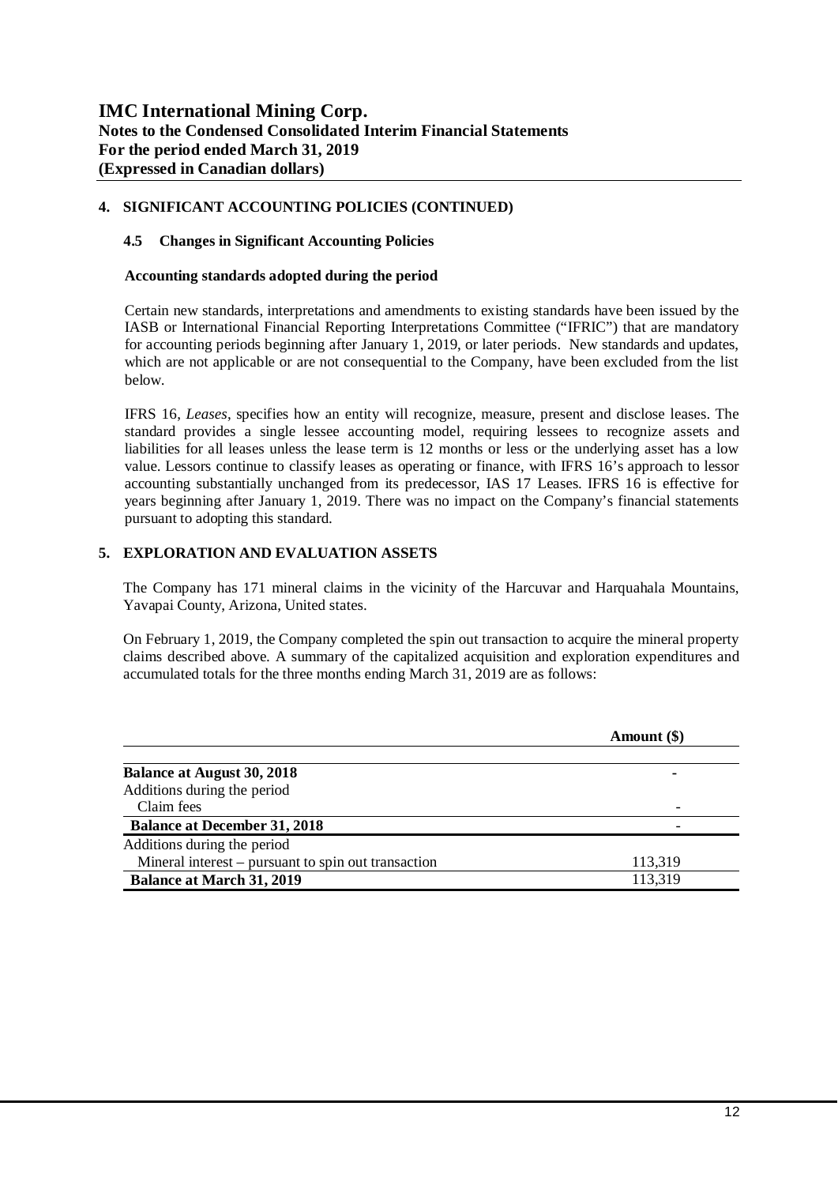## 4. SIGNIFICANT ACCOUNTING POLICIES (CONTINUED)

### 4.5 Changes in Significant Accounting Policies

**Accounting standards adopted during the period**

Certain new standards, interpretations and amendments to existing standards have been issued by the IASB or International Financial Reporting Interpretations Committee ("IFRIC") that are mandatory for accounting periods beginning after January 1, 2019, or later periods. New standards and updates, which are not applicable or are not consequential to the Company, have been excluded from the list below.

IFRS 16, *Leases*, specifies how an entity will recognize, measure, present and disclose leases. The standard provides a single lessee accounting model, requiring lessees to recognize assets and liabilities for all leases unless the lease term is 12 months or less or the underlying asset has a low value. Lessors continue to classify leases as operating or finance, with IFRS 16's approach to lessor accounting substantially unchanged from its predecessor, IAS 17 Leases. IFRS 16 is effective for years beginning after January 1, 2019. There was no impact on the Company's financial statements pursuant to adopting this standard.

## 5. EXPLORATION AND EVALUATION ASSETS

The Company has 171 mineral claims in the vicinity of the Harcuvar and Harquahala Mountains, Yavapai County, Arizona, United states.

On February 1, 2019, the Company completed the spin out transaction to acquire the mineral property claims described above. A summary of the capitalized acquisition and exploration expenditures and accumulated totals for the three months ending March 31, 2019 are as follows:

| | Amount ($) |
|---|---|
| **Balance at August 30, 2018** | - |
| Additions during the period | |
| Claim fees | - |
| **Balance at December 31, 2018** | - |
| Additions during the period | |
| Mineral interest – pursuant to spin out transaction | 113,319 |
| **Balance at March 31, 2019** | 113,319 |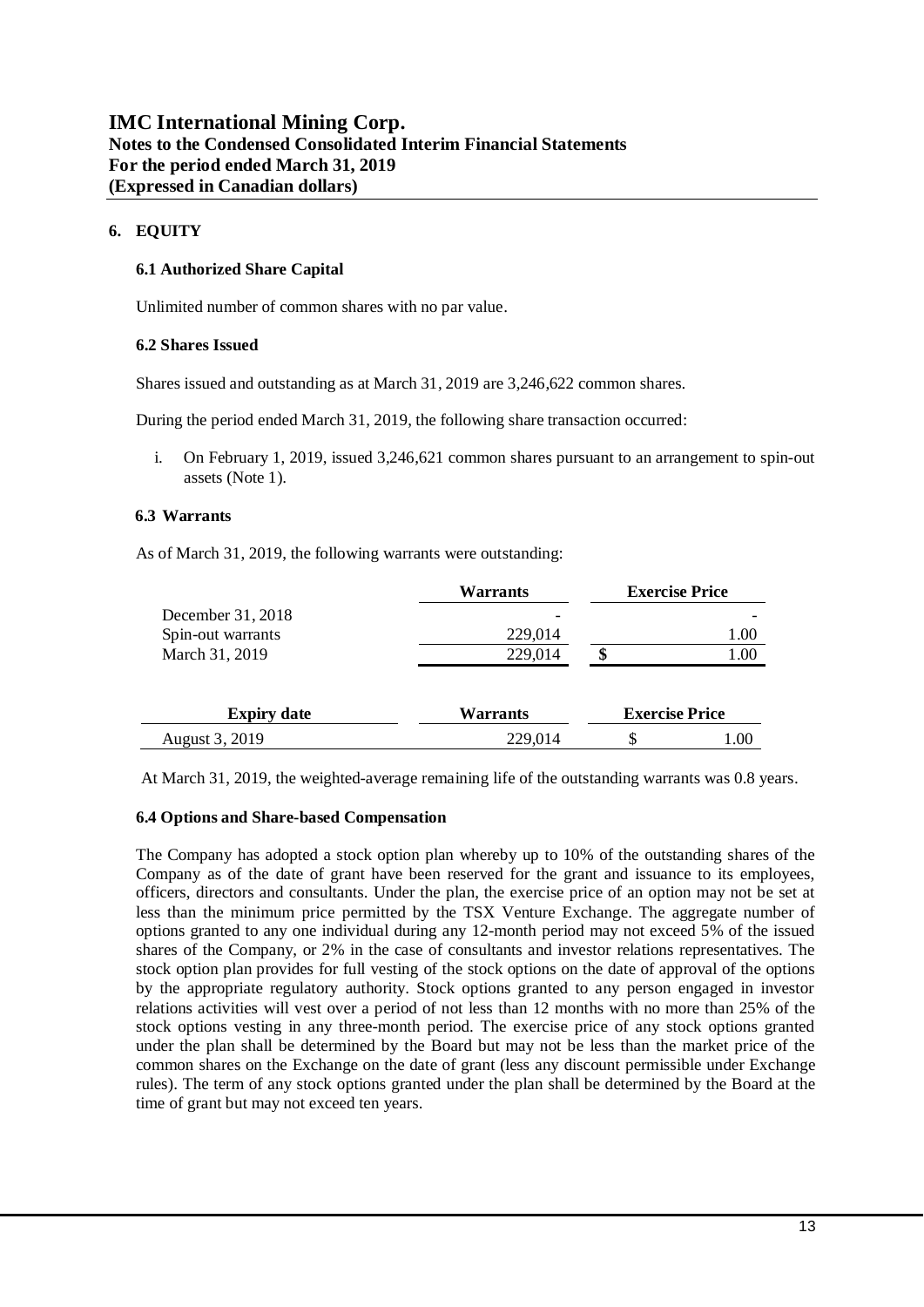## 6. EQUITY

### 6.1 Authorized Share Capital

Unlimited number of common shares with no par value.

### 6.2 Shares Issued

Shares issued and outstanding as at March 31, 2019 are 3,246,622 common shares.

During the period ended March 31, 2019, the following share transaction occurred:

i. On February 1, 2019, issued 3,246,621 common shares pursuant to an arrangement to spin-out assets (Note 1).

### 6.3 Warrants

As of March 31, 2019, the following warrants were outstanding:

| | Warrants | Exercise Price |
|---|---|---|
| December 31, 2018 | - | - |
| Spin-out warrants | 229,014 | 1.00 |
| March 31, 2019 | 229,014 | $ 1.00 |

| Expiry date | Warrants | Exercise Price |
|---|---|---|
| August 3, 2019 | 229,014 | $ 1.00 |

At March 31, 2019, the weighted-average remaining life of the outstanding warrants was 0.8 years.

### 6.4 Options and Share-based Compensation

The Company has adopted a stock option plan whereby up to 10% of the outstanding shares of the Company as of the date of grant have been reserved for the grant and issuance to its employees, officers, directors and consultants. Under the plan, the exercise price of an option may not be set at less than the minimum price permitted by the TSX Venture Exchange. The aggregate number of options granted to any one individual during any 12-month period may not exceed 5% of the issued shares of the Company, or 2% in the case of consultants and investor relations representatives. The stock option plan provides for full vesting of the stock options on the date of approval of the options by the appropriate regulatory authority. Stock options granted to any person engaged in investor relations activities will vest over a period of not less than 12 months with no more than 25% of the stock options vesting in any three-month period. The exercise price of any stock options granted under the plan shall be determined by the Board but may not be less than the market price of the common shares on the Exchange on the date of grant (less any discount permissible under Exchange rules). The term of any stock options granted under the plan shall be determined by the Board at the time of grant but may not exceed ten years.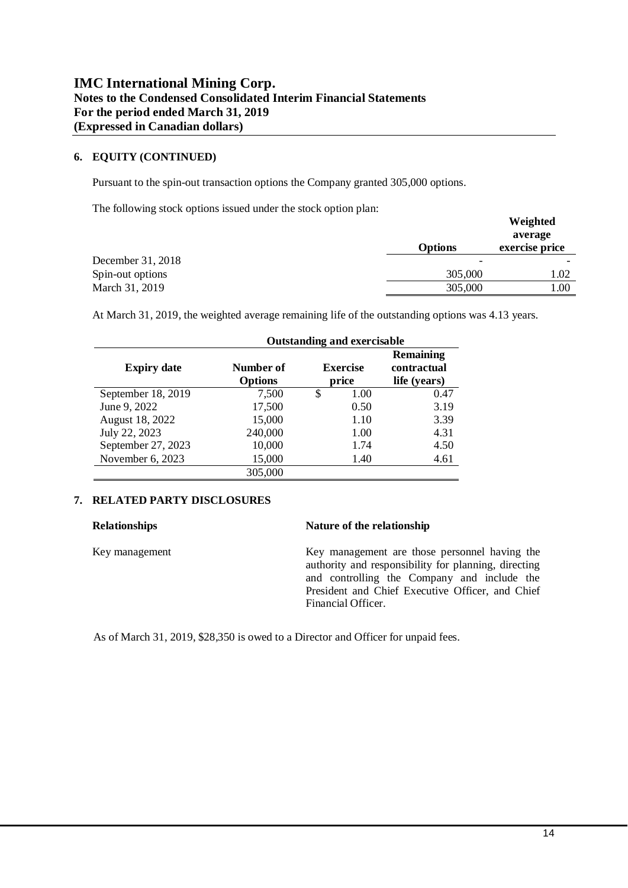# IMC International Mining Corp.
## Notes to the Condensed Consolidated Interim Financial Statements
## For the period ended March 31, 2019
## (Expressed in Canadian dollars)

### 6. EQUITY (CONTINUED)

Pursuant to the spin-out transaction options the Company granted 305,000 options.

The following stock options issued under the stock option plan:

| | Options | Weighted average exercise price |
|---|---|---|
| December 31, 2018 | - | - |
| Spin-out options | 305,000 | 1.02 |
| March 31, 2019 | 305,000 | 1.00 |

At March 31, 2019, the weighted average remaining life of the outstanding options was 4.13 years.

| | Outstanding and exercisable | | |
|---|---|---|---|
| **Expiry date** | **Number of Options** | **Exercise price** | **Remaining contractual life (years)** |
| September 18, 2019 | 7,500 | $ 1.00 | 0.47 |
| June 9, 2022 | 17,500 | 0.50 | 3.19 |
| August 18, 2022 | 15,000 | 1.10 | 3.39 |
| July 22, 2023 | 240,000 | 1.00 | 4.31 |
| September 27, 2023 | 10,000 | 1.74 | 4.50 |
| November 6, 2023 | 15,000 | 1.40 | 4.61 |
| | 305,000 | | |

### 7. RELATED PARTY DISCLOSURES

| **Relationships** | **Nature of the relationship** |
|---|---|
| Key management | Key management are those personnel having the authority and responsibility for planning, directing and controlling the Company and include the President and Chief Executive Officer, and Chief Financial Officer. |

As of March 31, 2019, $28,350 is owed to a Director and Officer for unpaid fees.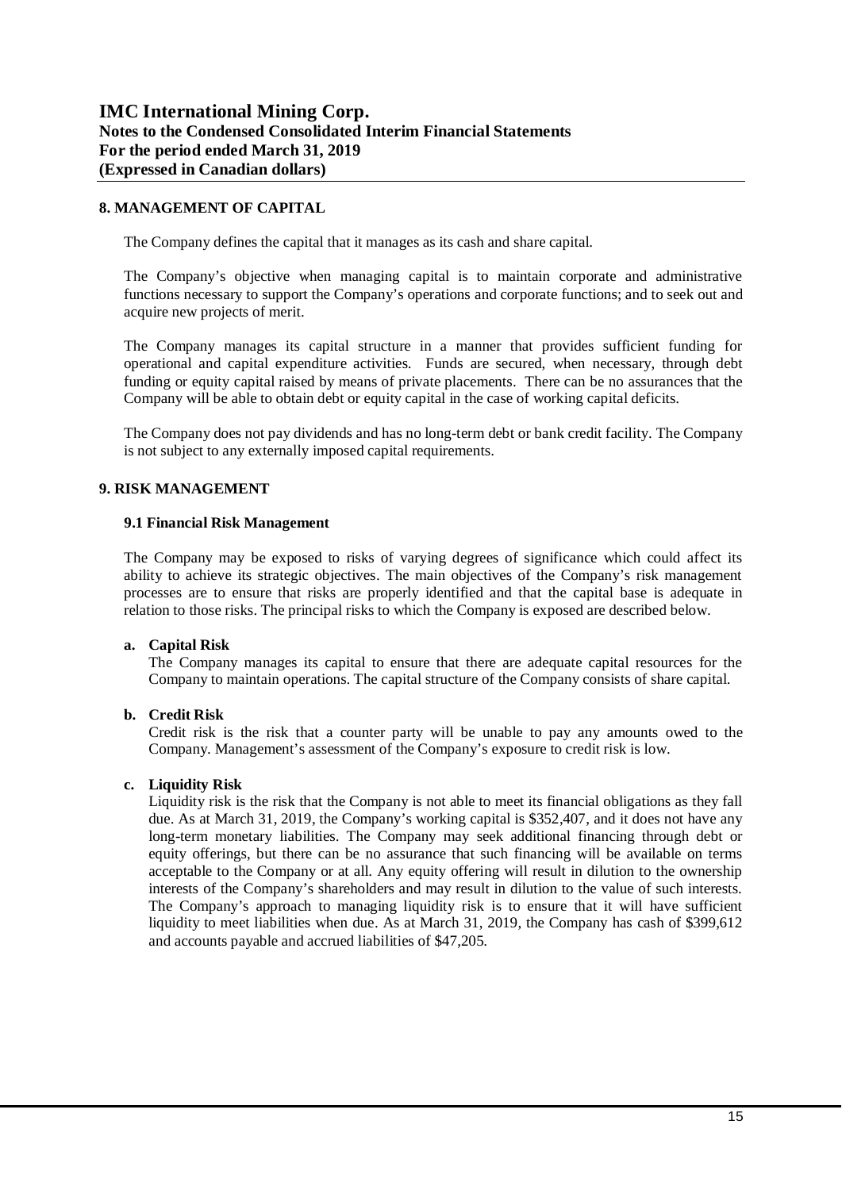## 8. MANAGEMENT OF CAPITAL

The Company defines the capital that it manages as its cash and share capital.

The Company's objective when managing capital is to maintain corporate and administrative functions necessary to support the Company's operations and corporate functions; and to seek out and acquire new projects of merit.

The Company manages its capital structure in a manner that provides sufficient funding for operational and capital expenditure activities. Funds are secured, when necessary, through debt funding or equity capital raised by means of private placements. There can be no assurances that the Company will be able to obtain debt or equity capital in the case of working capital deficits.

The Company does not pay dividends and has no long-term debt or bank credit facility. The Company is not subject to any externally imposed capital requirements.

## 9. RISK MANAGEMENT

### 9.1 Financial Risk Management

The Company may be exposed to risks of varying degrees of significance which could affect its ability to achieve its strategic objectives. The main objectives of the Company's risk management processes are to ensure that risks are properly identified and that the capital base is adequate in relation to those risks. The principal risks to which the Company is exposed are described below.

**a. Capital Risk**

The Company manages its capital to ensure that there are adequate capital resources for the Company to maintain operations. The capital structure of the Company consists of share capital.

**b. Credit Risk**

Credit risk is the risk that a counter party will be unable to pay any amounts owed to the Company. Management's assessment of the Company's exposure to credit risk is low.

**c. Liquidity Risk**

Liquidity risk is the risk that the Company is not able to meet its financial obligations as they fall due. As at March 31, 2019, the Company's working capital is $352,407, and it does not have any long-term monetary liabilities. The Company may seek additional financing through debt or equity offerings, but there can be no assurance that such financing will be available on terms acceptable to the Company or at all. Any equity offering will result in dilution to the ownership interests of the Company's shareholders and may result in dilution to the value of such interests. The Company's approach to managing liquidity risk is to ensure that it will have sufficient liquidity to meet liabilities when due. As at March 31, 2019, the Company has cash of $399,612 and accounts payable and accrued liabilities of $47,205.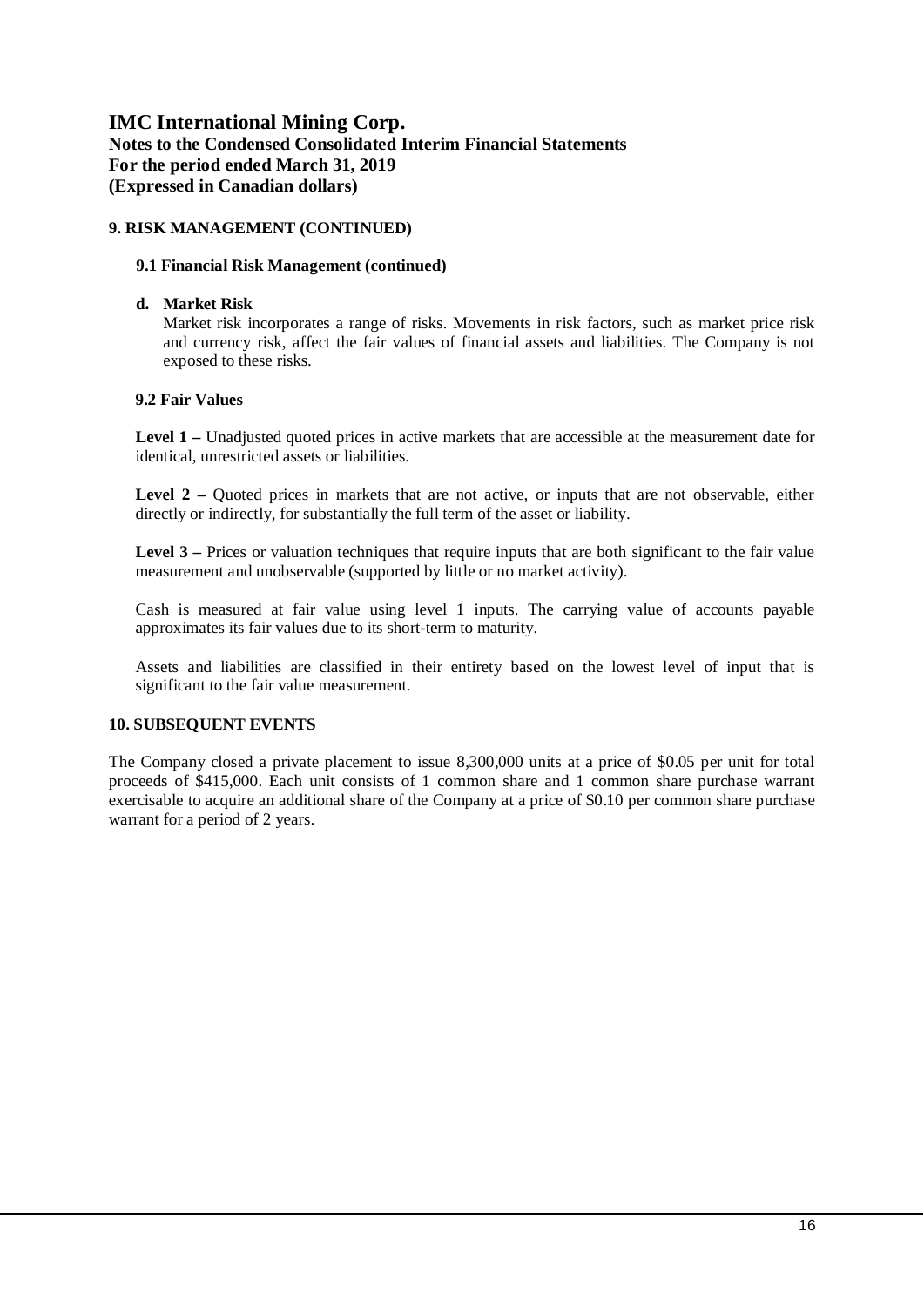## 9. RISK MANAGEMENT (CONTINUED)

### 9.1 Financial Risk Management (continued)

**d. Market Risk**

Market risk incorporates a range of risks. Movements in risk factors, such as market price risk and currency risk, affect the fair values of financial assets and liabilities. The Company is not exposed to these risks.

### 9.2 Fair Values

**Level 1 –** Unadjusted quoted prices in active markets that are accessible at the measurement date for identical, unrestricted assets or liabilities.

**Level 2 –** Quoted prices in markets that are not active, or inputs that are not observable, either directly or indirectly, for substantially the full term of the asset or liability.

**Level 3 –** Prices or valuation techniques that require inputs that are both significant to the fair value measurement and unobservable (supported by little or no market activity).

Cash is measured at fair value using level 1 inputs. The carrying value of accounts payable approximates its fair values due to its short-term to maturity.

Assets and liabilities are classified in their entirety based on the lowest level of input that is significant to the fair value measurement.

## 10. SUBSEQUENT EVENTS

The Company closed a private placement to issue 8,300,000 units at a price of $0.05 per unit for total proceeds of $415,000. Each unit consists of 1 common share and 1 common share purchase warrant exercisable to acquire an additional share of the Company at a price of $0.10 per common share purchase warrant for a period of 2 years.